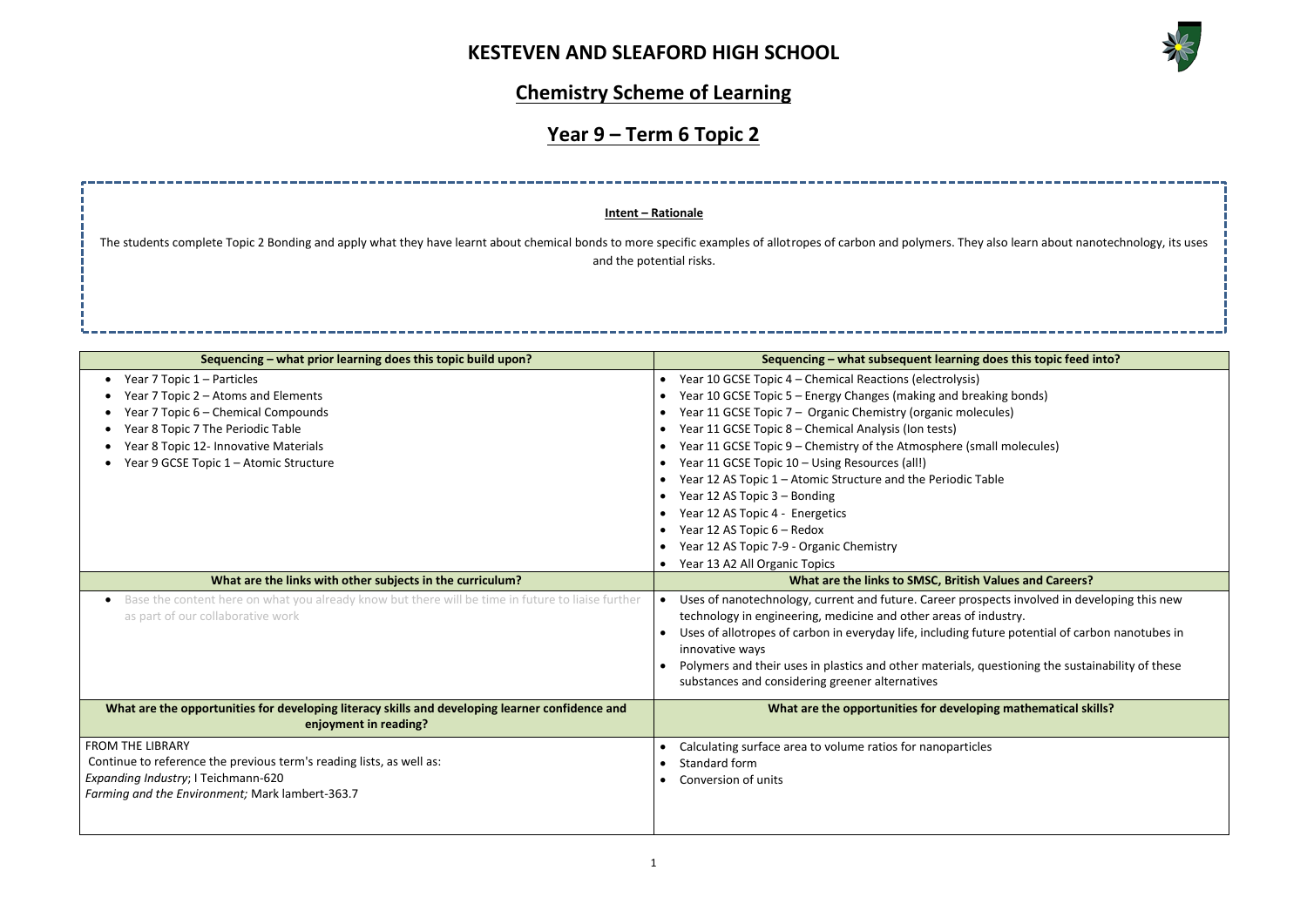# KESTEVEN AND SLEAFORD HIGH SCHOOL

## Chemistry Scheme of Learning

## Year 9 – Term 6 Topic 2

**Intent – Rationale**

The students complete Topic 2 Bonding and apply what they have learnt about chemical bonds to more specific examples of allotropes of carbon and polymers. They also learn about nanotechnology, its uses and the potential risks.

| Sequencing – what prior learning does this topic build upon? | Sequencing – what subsequent learning does this topic feed into? |
|---|---|
| • Year 7 Topic 1 – Particles<br>• Year 7 Topic 2 – Atoms and Elements<br>• Year 7 Topic 6 – Chemical Compounds<br>• Year 8 Topic 7 The Periodic Table<br>• Year 8 Topic 12- Innovative Materials<br>• Year 9 GCSE Topic 1 – Atomic Structure | • Year 10 GCSE Topic 4 – Chemical Reactions (electrolysis)<br>• Year 10 GCSE Topic 5 – Energy Changes (making and breaking bonds)<br>• Year 11 GCSE Topic 7 – Organic Chemistry (organic molecules)<br>• Year 11 GCSE Topic 8 – Chemical Analysis (Ion tests)<br>• Year 11 GCSE Topic 9 – Chemistry of the Atmosphere (small molecules)<br>• Year 11 GCSE Topic 10 – Using Resources (all!)<br>• Year 12 AS Topic 1 – Atomic Structure and the Periodic Table<br>• Year 12 AS Topic 3 – Bonding<br>• Year 12 AS Topic 4 - Energetics<br>• Year 12 AS Topic 6 – Redox<br>• Year 12 AS Topic 7-9 - Organic Chemistry<br>• Year 13 A2 All Organic Topics |
| **What are the links with other subjects in the curriculum?** | **What are the links to SMSC, British Values and Careers?** |
| • Base the content here on what you already know but there will be time in future to liaise further as part of our collaborative work | • Uses of nanotechnology, current and future. Career prospects involved in developing this new technology in engineering, medicine and other areas of industry.<br>• Uses of allotropes of carbon in everyday life, including future potential of carbon nanotubes in innovative ways<br>• Polymers and their uses in plastics and other materials, questioning the sustainability of these substances and considering greener alternatives |
| **What are the opportunities for developing literacy skills and developing learner confidence and enjoyment in reading?** | **What are the opportunities for developing mathematical skills?** |
| FROM THE LIBRARY<br>Continue to reference the previous term's reading lists, as well as:<br>*Expanding Industry*; I Teichmann-620<br>*Farming and the Environment;* Mark lambert-363.7 | • Calculating surface area to volume ratios for nanoparticles<br>• Standard form<br>• Conversion of units |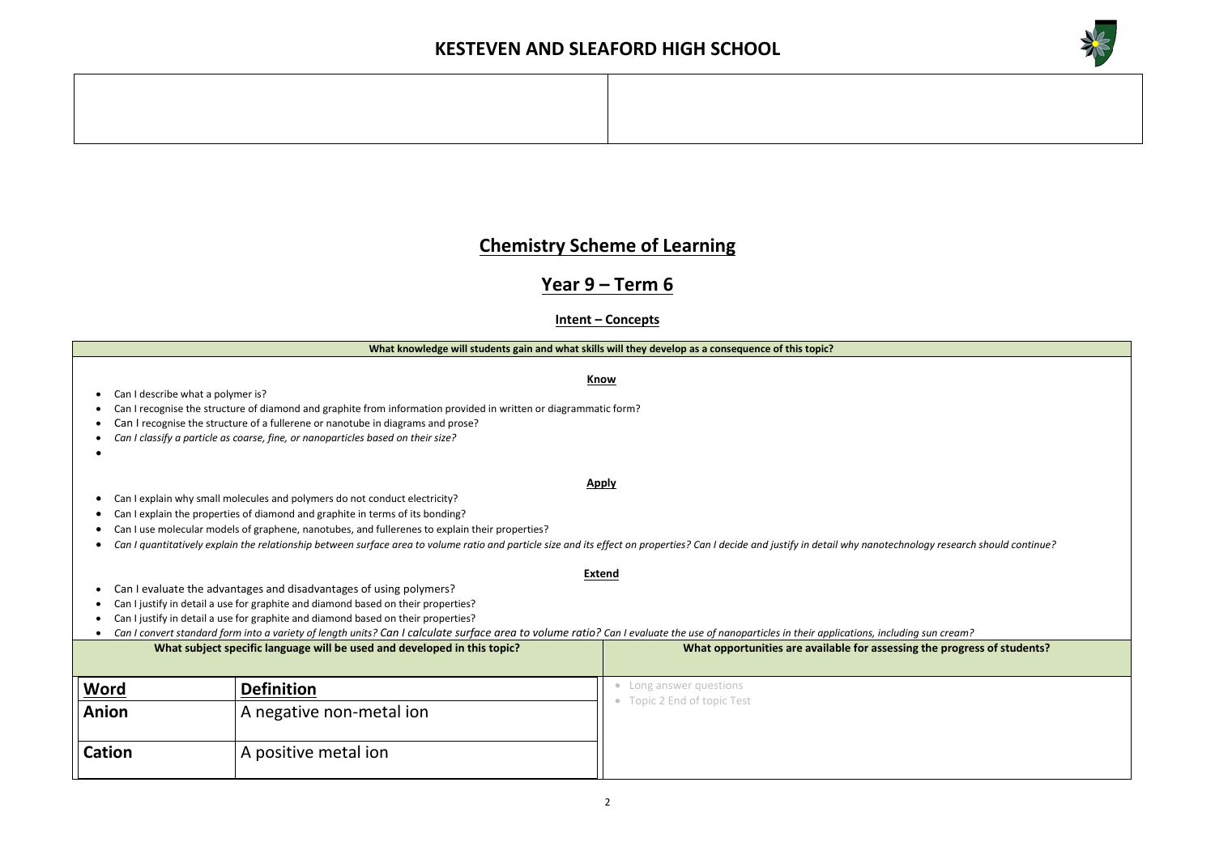# KESTEVEN AND SLEAFORD HIGH SCHOOL

| | |
|---|---|
| | |

## Chemistry Scheme of Learning

## Year 9 – Term 6

### Intent – Concepts

**What knowledge will students gain and what skills will they develop as a consequence of this topic?**

**Know**

- Can I describe what a polymer is?
- Can I recognise the structure of diamond and graphite from information provided in written or diagrammatic form?
- Can I recognise the structure of a fullerene or nanotube in diagrams and prose?
- *Can I classify a particle as coarse, fine, or nanoparticles based on their size?*
-

**Apply**

- Can I explain why small molecules and polymers do not conduct electricity?
- Can I explain the properties of diamond and graphite in terms of its bonding?
- Can I use molecular models of graphene, nanotubes, and fullerenes to explain their properties?
- *Can I quantitatively explain the relationship between surface area to volume ratio and particle size and its effect on properties? Can I decide and justify in detail why nanotechnology research should continue?*

**Extend**

- Can I evaluate the advantages and disadvantages of using polymers?
- Can I justify in detail a use for graphite and diamond based on their properties?
- Can I justify in detail a use for graphite and diamond based on their properties?
- *Can I convert standard form into a variety of length units? Can I calculate surface area to volume ratio? Can I evaluate the use of nanoparticles in their applications, including sun cream?*

**What subject specific language will be used and developed in this topic?**

| Word | Definition |
|---|---|
| **Anion** | A negative non-metal ion |
| **Cation** | A positive metal ion |

**What opportunities are available for assessing the progress of students?**

- Long answer questions
- Topic 2 End of topic Test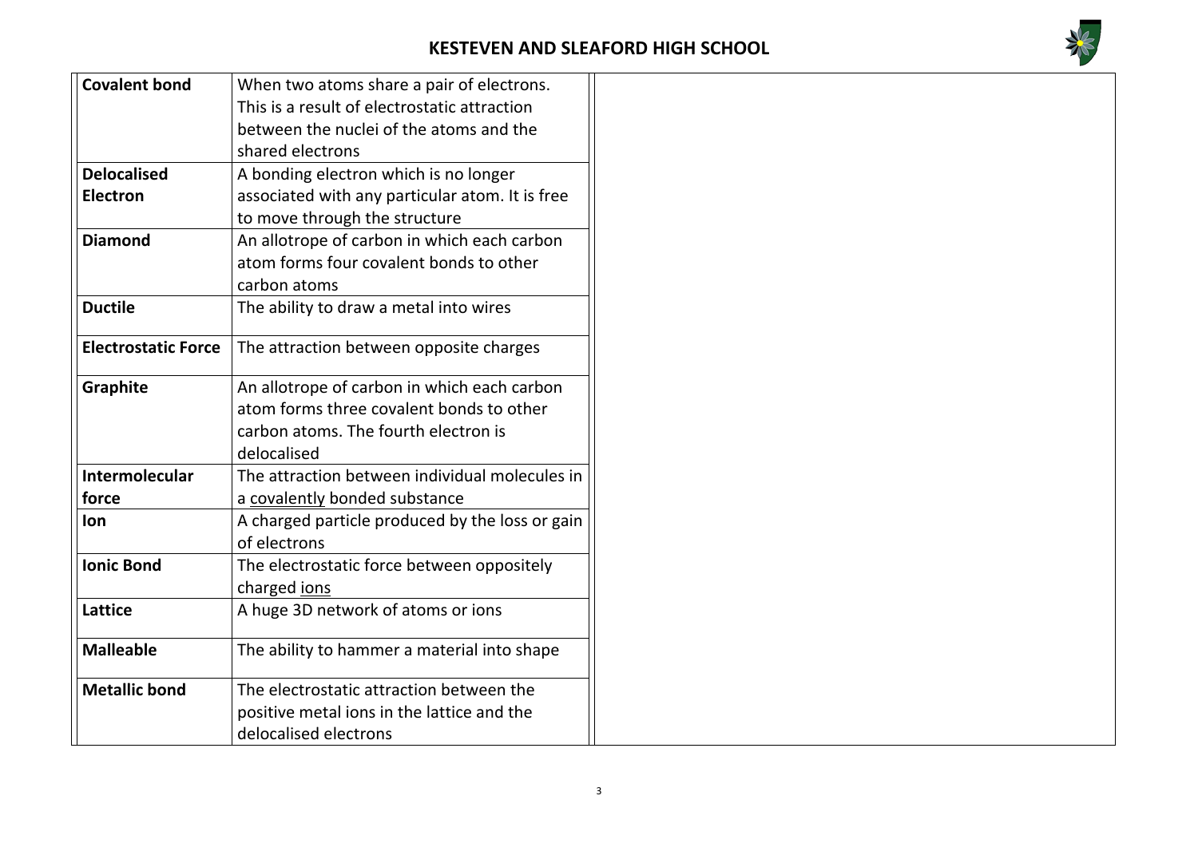| Covalent bond | When two atoms share a pair of electrons. This is a result of electrostatic attraction between the nuclei of the atoms and the shared electrons |
|---|---|
| **Delocalised Electron** | A bonding electron which is no longer associated with any particular atom. It is free to move through the structure |
| **Diamond** | An allotrope of carbon in which each carbon atom forms four covalent bonds to other carbon atoms |
| **Ductile** | The ability to draw a metal into wires |
| **Electrostatic Force** | The attraction between opposite charges |
| **Graphite** | An allotrope of carbon in which each carbon atom forms three covalent bonds to other carbon atoms. The fourth electron is delocalised |
| **Intermolecular force** | The attraction between individual molecules in a covalently bonded substance |
| **Ion** | A charged particle produced by the loss or gain of electrons |
| **Ionic Bond** | The electrostatic force between oppositely charged ions |
| **Lattice** | A huge 3D network of atoms or ions |
| **Malleable** | The ability to hammer a material into shape |
| **Metallic bond** | The electrostatic attraction between the positive metal ions in the lattice and the delocalised electrons |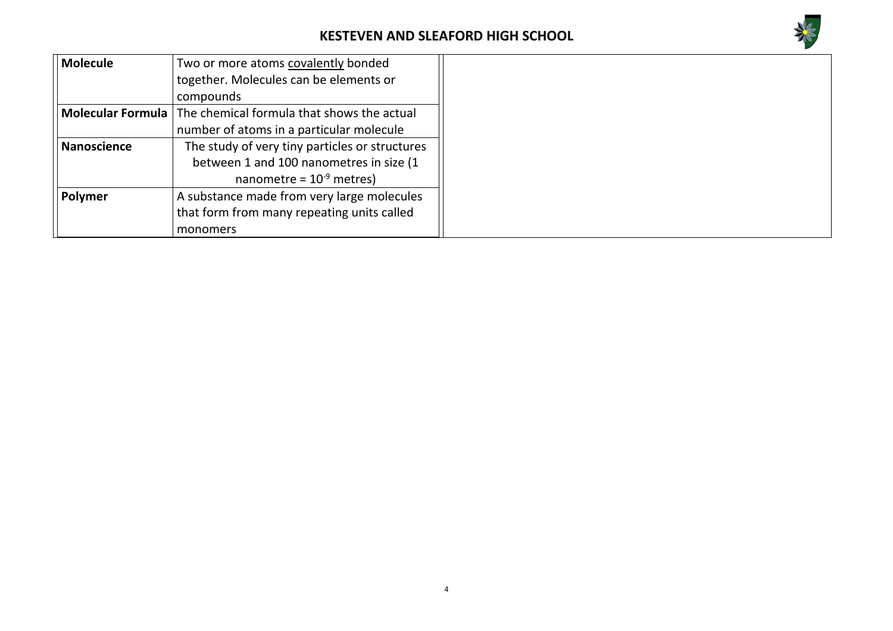| Molecule | Two or more atoms covalently bonded together. Molecules can be elements or compounds |
| --- | --- |
| **Molecular Formula** | The chemical formula that shows the actual number of atoms in a particular molecule |
| **Nanoscience** | The study of very tiny particles or structures between 1 and 100 nanometres in size (1 nanometre = $10^{-9}$ metres) |
| **Polymer** | A substance made from very large molecules that form from many repeating units called monomers |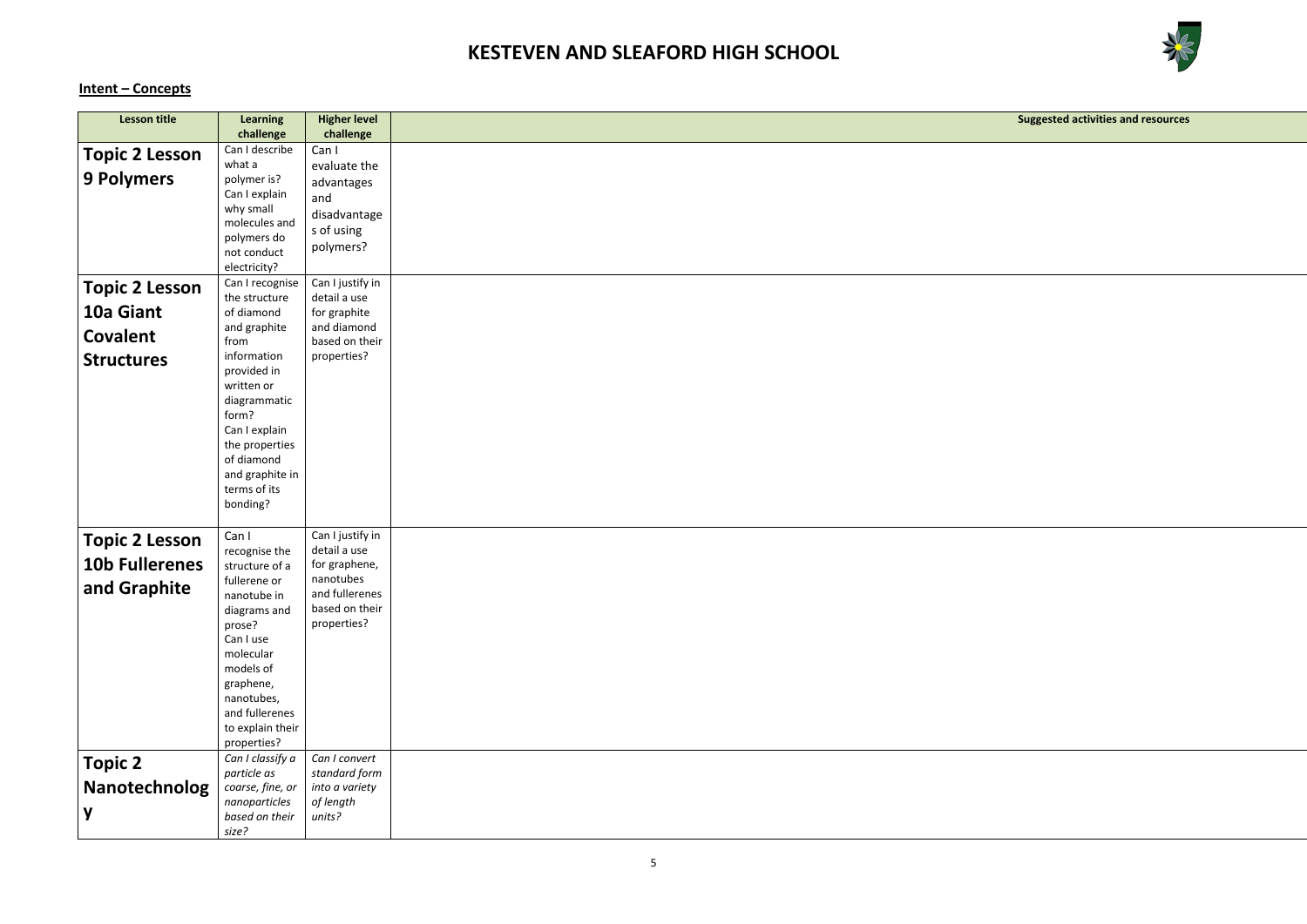# KESTEVEN AND SLEAFORD HIGH SCHOOL

**Intent – Concepts**

| Lesson title | Learning challenge | Higher level challenge | Suggested activities and resources |
|---|---|---|---|
| **Topic 2 Lesson 9 Polymers** | Can I describe what a polymer is? Can I explain why small molecules and polymers do not conduct electricity? | Can I evaluate the advantages and disadvantages of using polymers? | |
| **Topic 2 Lesson 10a Giant Covalent Structures** | Can I recognise the structure of diamond and graphite from information provided in written or diagrammatic form? Can I explain the properties of diamond and graphite in terms of its bonding? | Can I justify in detail a use for graphite and diamond based on their properties? | |
| **Topic 2 Lesson 10b Fullerenes and Graphite** | Can I recognise the structure of a fullerene or nanotube in diagrams and prose? Can I use molecular models of graphene, nanotubes, and fullerenes to explain their properties? | Can I justify in detail a use for graphene, nanotubes and fullerenes based on their properties? | |
| **Topic 2 Nanotechnology** | *Can I classify a particle as coarse, fine, or nanoparticles based on their size?* | *Can I convert standard form into a variety of length units?* | |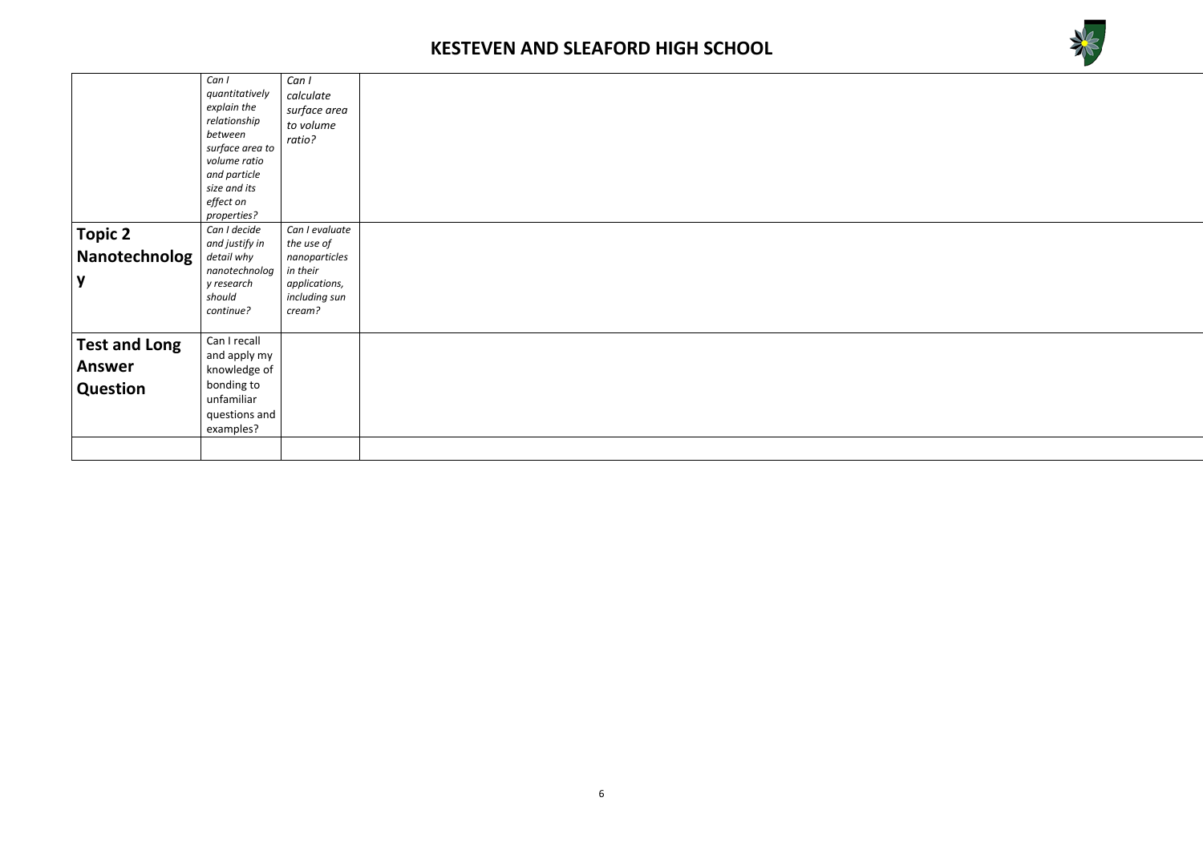# KESTEVEN AND SLEAFORD HIGH SCHOOL

| | | | |
|---|---|---|---|
| | *Can I quantitatively explain the relationship between surface area to volume ratio and particle size and its effect on properties?* | *Can I calculate surface area to volume ratio?* | |
| **Topic 2 Nanotechnology** | *Can I decide and justify in detail why nanotechnology research should continue?* | *Can I evaluate the use of nanoparticles in their applications, including sun cream?* | |
| **Test and Long Answer Question** | Can I recall and apply my knowledge of bonding to unfamiliar questions and examples? | | |
| | | | |